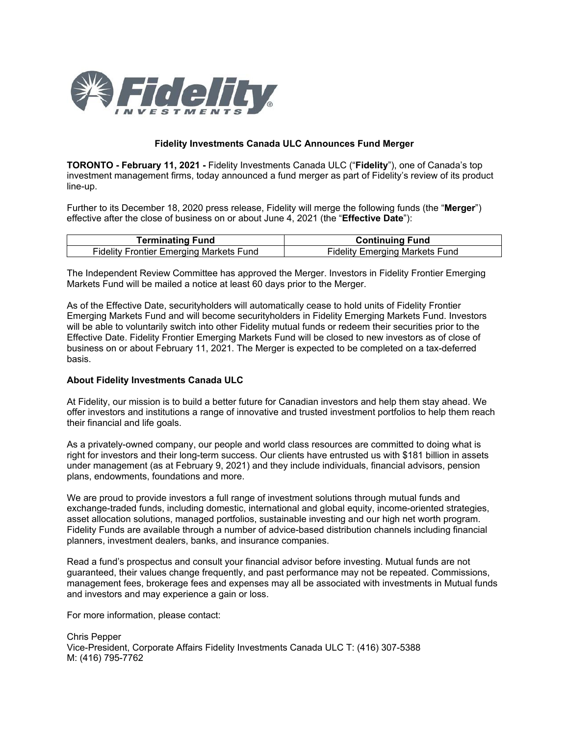### Fidelity Investments Canada ULC Announces Fund Merger

**TORONTO - February 11, 2021 -** Fidelity Investments Canada ULC ("**Fidelity**"), one of Canada's top investment management firms, today announced a fund merger as part of Fidelity's review of its product line-up.

Further to its December 18, 2020 press release, Fidelity will merge the following funds (the "**Merger**") effective after the close of business on or about June 4, 2021 (the "**Effective Date**"):

| Terminating Fund | Continuing Fund |
| --- | --- |
| Fidelity Frontier Emerging Markets Fund | Fidelity Emerging Markets Fund |

The Independent Review Committee has approved the Merger. Investors in Fidelity Frontier Emerging Markets Fund will be mailed a notice at least 60 days prior to the Merger.

As of the Effective Date, securityholders will automatically cease to hold units of Fidelity Frontier Emerging Markets Fund and will become securityholders in Fidelity Emerging Markets Fund. Investors will be able to voluntarily switch into other Fidelity mutual funds or redeem their securities prior to the Effective Date. Fidelity Frontier Emerging Markets Fund will be closed to new investors as of close of business on or about February 11, 2021. The Merger is expected to be completed on a tax-deferred basis.

**About Fidelity Investments Canada ULC**

At Fidelity, our mission is to build a better future for Canadian investors and help them stay ahead. We offer investors and institutions a range of innovative and trusted investment portfolios to help them reach their financial and life goals.

As a privately-owned company, our people and world class resources are committed to doing what is right for investors and their long-term success. Our clients have entrusted us with $181 billion in assets under management (as at February 9, 2021) and they include individuals, financial advisors, pension plans, endowments, foundations and more.

We are proud to provide investors a full range of investment solutions through mutual funds and exchange-traded funds, including domestic, international and global equity, income-oriented strategies, asset allocation solutions, managed portfolios, sustainable investing and our high net worth program. Fidelity Funds are available through a number of advice-based distribution channels including financial planners, investment dealers, banks, and insurance companies.

Read a fund's prospectus and consult your financial advisor before investing. Mutual funds are not guaranteed, their values change frequently, and past performance may not be repeated. Commissions, management fees, brokerage fees and expenses may all be associated with investments in Mutual funds and investors and may experience a gain or loss.

For more information, please contact:

Chris Pepper
Vice-President, Corporate Affairs Fidelity Investments Canada ULC T: (416) 307-5388
M: (416) 795-7762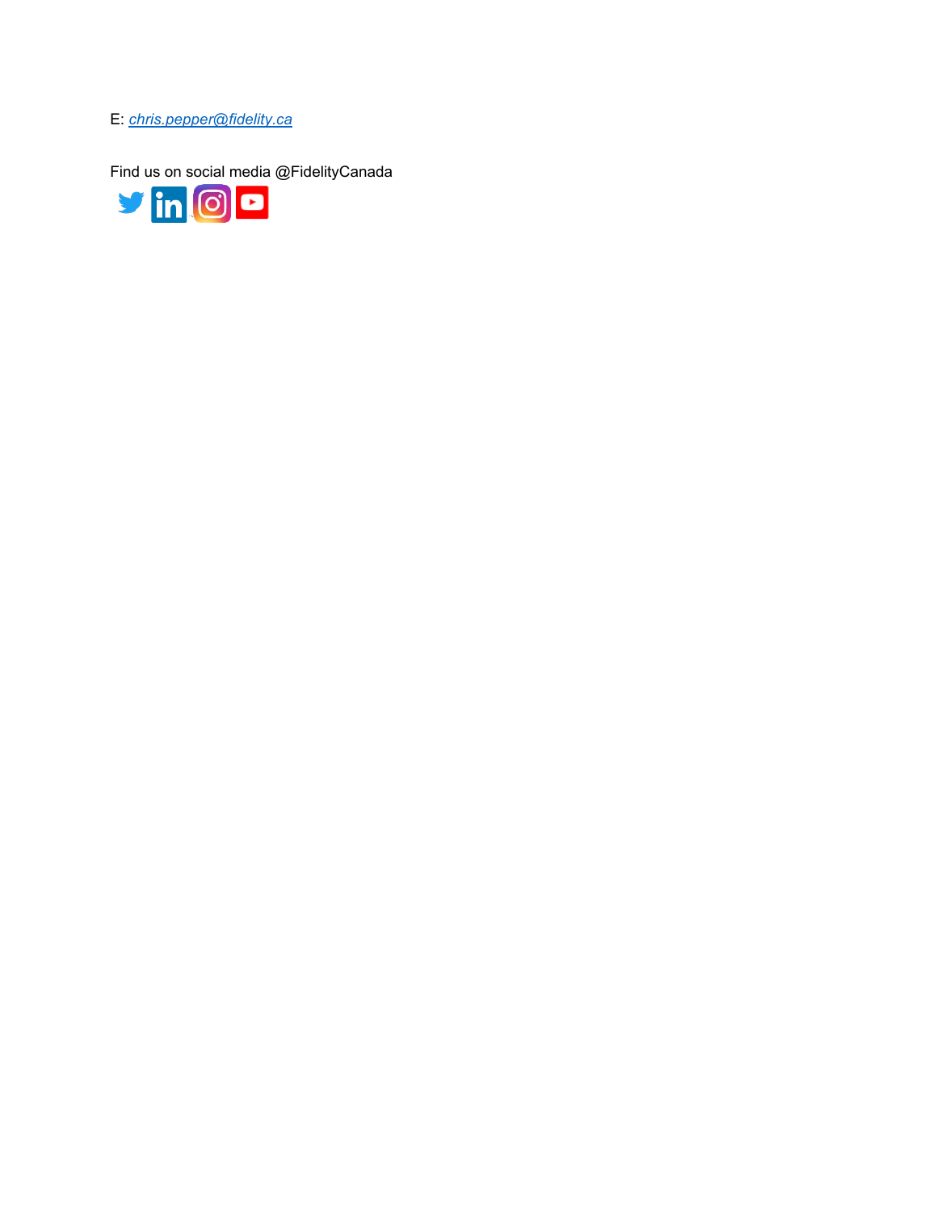E: *chris.pepper@fidelity.ca*

Find us on social media @FidelityCanada